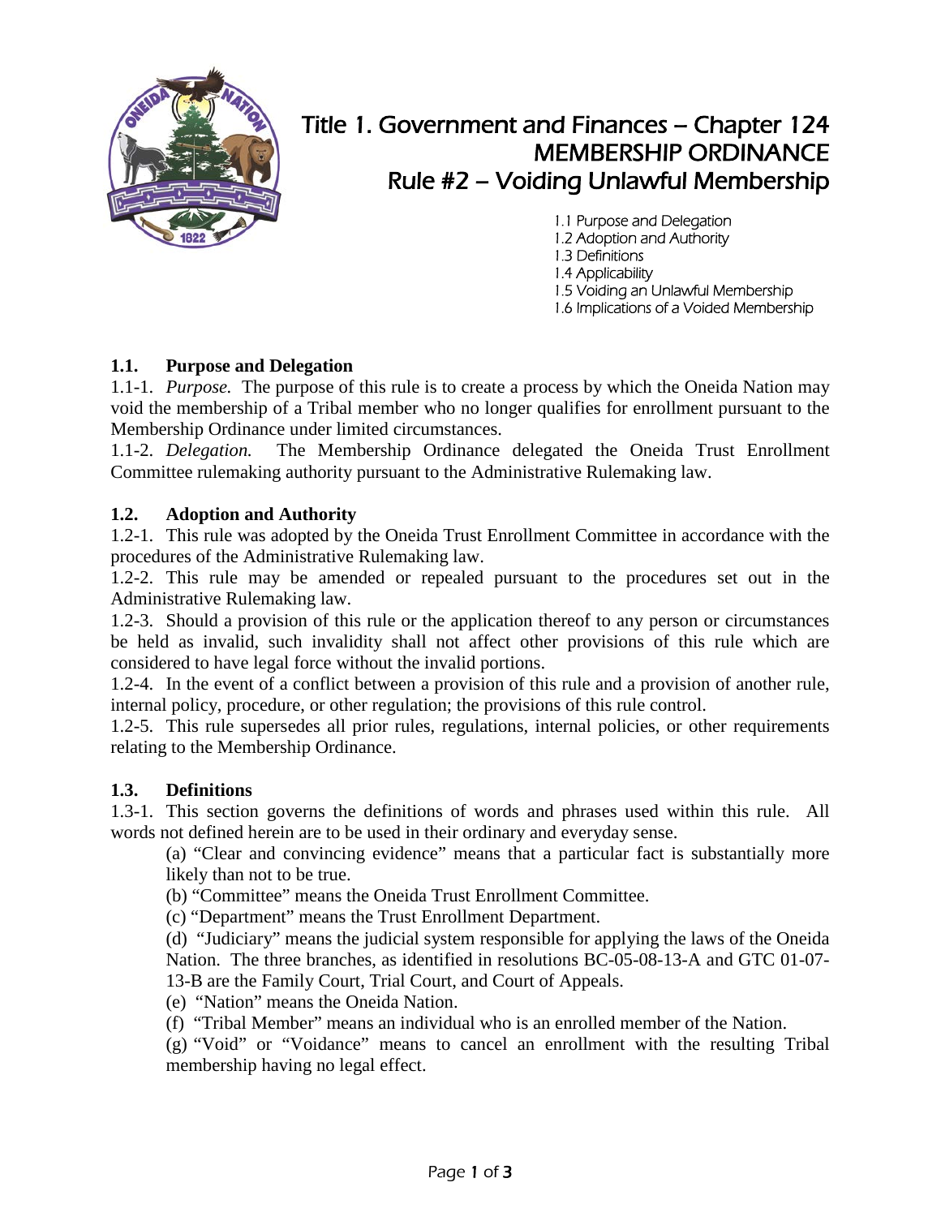# Title 1. Government and Finances – Chapter 124
# MEMBERSHIP ORDINANCE
# Rule #2 – Voiding Unlawful Membership

1.1 Purpose and Delegation
1.2 Adoption and Authority
1.3 Definitions
1.4 Applicability
1.5 Voiding an Unlawful Membership
1.6 Implications of a Voided Membership

## 1.1. Purpose and Delegation

1.1-1. *Purpose.* The purpose of this rule is to create a process by which the Oneida Nation may void the membership of a Tribal member who no longer qualifies for enrollment pursuant to the Membership Ordinance under limited circumstances.
1.1-2. *Delegation.* The Membership Ordinance delegated the Oneida Trust Enrollment Committee rulemaking authority pursuant to the Administrative Rulemaking law.

## 1.2. Adoption and Authority

1.2-1. This rule was adopted by the Oneida Trust Enrollment Committee in accordance with the procedures of the Administrative Rulemaking law.
1.2-2. This rule may be amended or repealed pursuant to the procedures set out in the Administrative Rulemaking law.
1.2-3. Should a provision of this rule or the application thereof to any person or circumstances be held as invalid, such invalidity shall not affect other provisions of this rule which are considered to have legal force without the invalid portions.
1.2-4. In the event of a conflict between a provision of this rule and a provision of another rule, internal policy, procedure, or other regulation; the provisions of this rule control.
1.2-5. This rule supersedes all prior rules, regulations, internal policies, or other requirements relating to the Membership Ordinance.

## 1.3. Definitions

1.3-1. This section governs the definitions of words and phrases used within this rule. All words not defined herein are to be used in their ordinary and everyday sense.

(a) "Clear and convincing evidence" means that a particular fact is substantially more likely than not to be true.
(b) "Committee" means the Oneida Trust Enrollment Committee.
(c) "Department" means the Trust Enrollment Department.
(d) "Judiciary" means the judicial system responsible for applying the laws of the Oneida Nation. The three branches, as identified in resolutions BC-05-08-13-A and GTC 01-07-13-B are the Family Court, Trial Court, and Court of Appeals.
(e) "Nation" means the Oneida Nation.
(f) "Tribal Member" means an individual who is an enrolled member of the Nation.
(g) "Void" or "Voidance" means to cancel an enrollment with the resulting Tribal membership having no legal effect.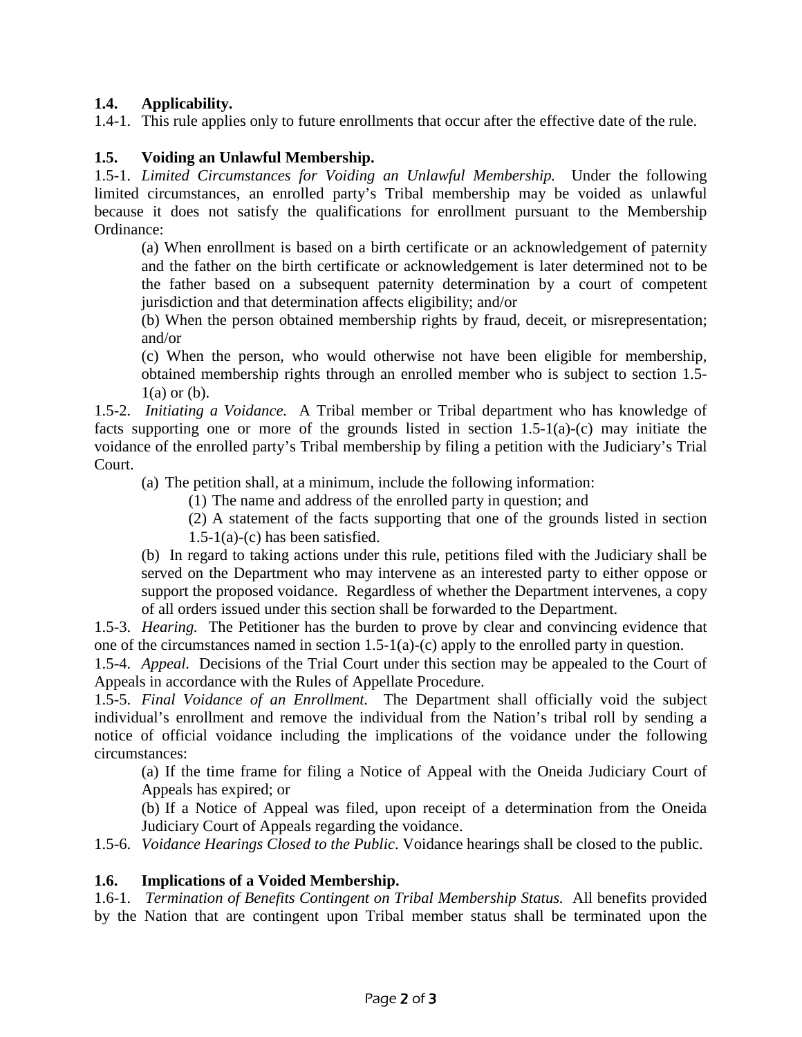**1.4. Applicability.**

1.4-1. This rule applies only to future enrollments that occur after the effective date of the rule.

**1.5. Voiding an Unlawful Membership.**

1.5-1. *Limited Circumstances for Voiding an Unlawful Membership.* Under the following limited circumstances, an enrolled party's Tribal membership may be voided as unlawful because it does not satisfy the qualifications for enrollment pursuant to the Membership Ordinance:

(a) When enrollment is based on a birth certificate or an acknowledgement of paternity and the father on the birth certificate or acknowledgement is later determined not to be the father based on a subsequent paternity determination by a court of competent jurisdiction and that determination affects eligibility; and/or

(b) When the person obtained membership rights by fraud, deceit, or misrepresentation; and/or

(c) When the person, who would otherwise not have been eligible for membership, obtained membership rights through an enrolled member who is subject to section 1.5-1(a) or (b).

1.5-2. *Initiating a Voidance.* A Tribal member or Tribal department who has knowledge of facts supporting one or more of the grounds listed in section 1.5-1(a)-(c) may initiate the voidance of the enrolled party's Tribal membership by filing a petition with the Judiciary's Trial Court.

(a) The petition shall, at a minimum, include the following information:

(1) The name and address of the enrolled party in question; and

(2) A statement of the facts supporting that one of the grounds listed in section 1.5-1(a)-(c) has been satisfied.

(b) In regard to taking actions under this rule, petitions filed with the Judiciary shall be served on the Department who may intervene as an interested party to either oppose or support the proposed voidance. Regardless of whether the Department intervenes, a copy of all orders issued under this section shall be forwarded to the Department.

1.5-3. *Hearing.* The Petitioner has the burden to prove by clear and convincing evidence that one of the circumstances named in section 1.5-1(a)-(c) apply to the enrolled party in question.

1.5-4. *Appeal.* Decisions of the Trial Court under this section may be appealed to the Court of Appeals in accordance with the Rules of Appellate Procedure.

1.5-5. *Final Voidance of an Enrollment.* The Department shall officially void the subject individual's enrollment and remove the individual from the Nation's tribal roll by sending a notice of official voidance including the implications of the voidance under the following circumstances:

(a) If the time frame for filing a Notice of Appeal with the Oneida Judiciary Court of Appeals has expired; or

(b) If a Notice of Appeal was filed, upon receipt of a determination from the Oneida Judiciary Court of Appeals regarding the voidance.

1.5-6. *Voidance Hearings Closed to the Public*. Voidance hearings shall be closed to the public.

**1.6. Implications of a Voided Membership.**

1.6-1. *Termination of Benefits Contingent on Tribal Membership Status.* All benefits provided by the Nation that are contingent upon Tribal member status shall be terminated upon the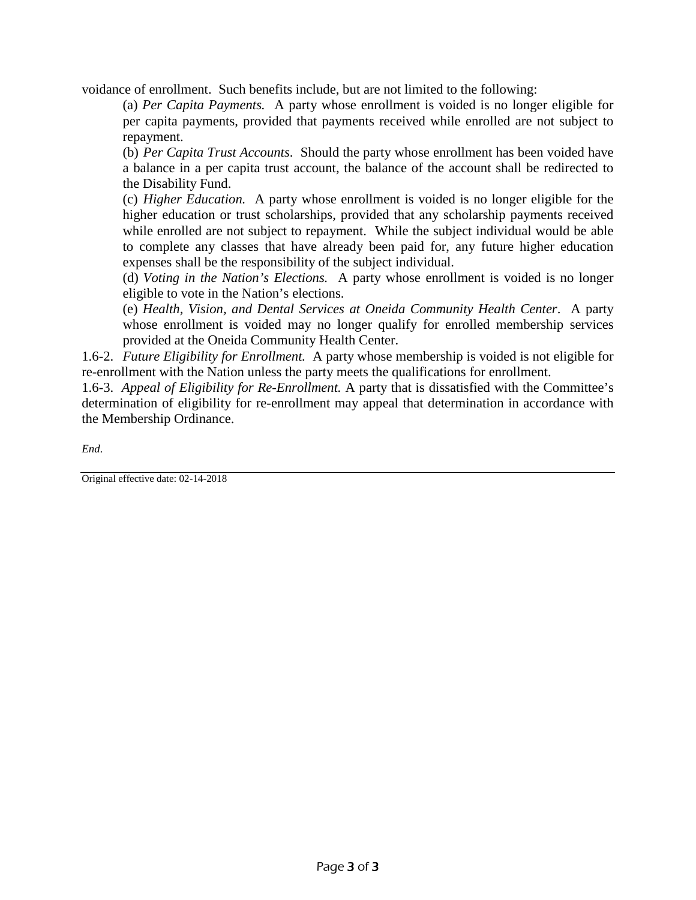voidance of enrollment. Such benefits include, but are not limited to the following:

(a) *Per Capita Payments.* A party whose enrollment is voided is no longer eligible for per capita payments, provided that payments received while enrolled are not subject to repayment.

(b) *Per Capita Trust Accounts*. Should the party whose enrollment has been voided have a balance in a per capita trust account, the balance of the account shall be redirected to the Disability Fund.

(c) *Higher Education.* A party whose enrollment is voided is no longer eligible for the higher education or trust scholarships, provided that any scholarship payments received while enrolled are not subject to repayment. While the subject individual would be able to complete any classes that have already been paid for, any future higher education expenses shall be the responsibility of the subject individual.

(d) *Voting in the Nation's Elections.* A party whose enrollment is voided is no longer eligible to vote in the Nation's elections.

(e) *Health, Vision, and Dental Services at Oneida Community Health Center*. A party whose enrollment is voided may no longer qualify for enrolled membership services provided at the Oneida Community Health Center.

1.6-2. *Future Eligibility for Enrollment.* A party whose membership is voided is not eligible for re-enrollment with the Nation unless the party meets the qualifications for enrollment.

1.6-3. *Appeal of Eligibility for Re-Enrollment.* A party that is dissatisfied with the Committee's determination of eligibility for re-enrollment may appeal that determination in accordance with the Membership Ordinance.

*End.*

---

Original effective date: 02-14-2018